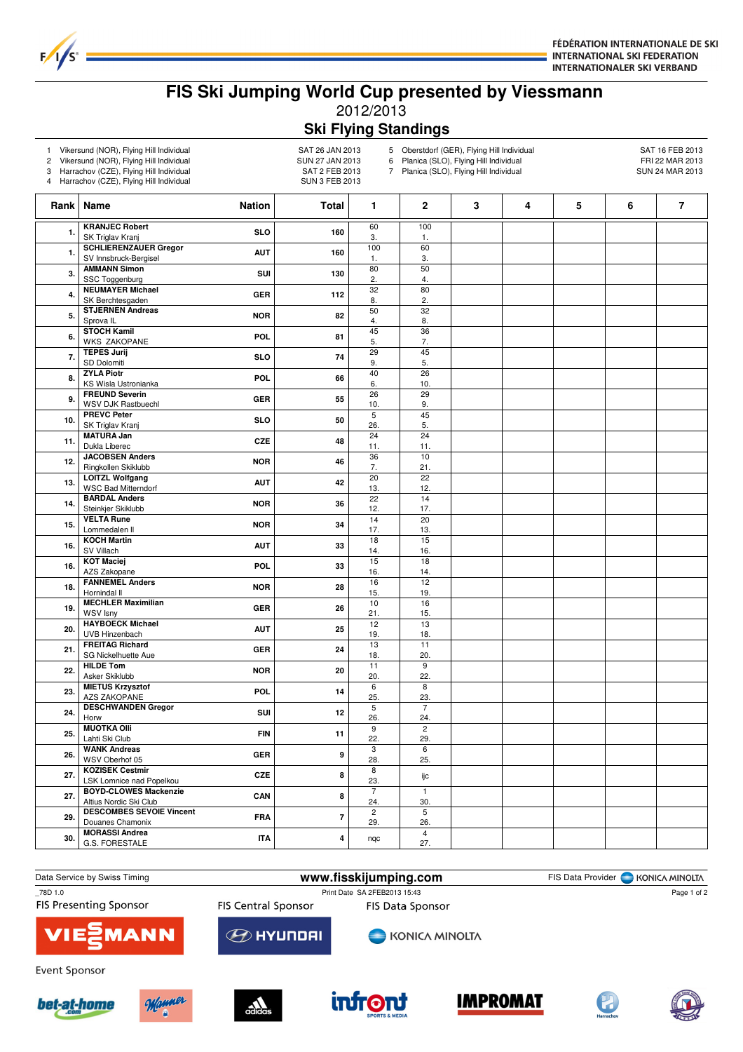FÉDÉRATION INTERNATIONALE DE SKI
INTERNATIONAL SKI FEDERATION
INTERNATIONALER SKI VERBAND

# FIS Ski Jumping World Cup presented by Viessmann

2012/2013

## Ski Flying Standings

| # | Place | Date |
|---|---|---|
| 1 | Vikersund (NOR), Flying Hill Individual | SAT 26 JAN 2013 |
| 2 | Vikersund (NOR), Flying Hill Individual | SUN 27 JAN 2013 |
| 3 | Harrachov (CZE), Flying Hill Individual | SAT 2 FEB 2013 |
| 4 | Harrachov (CZE), Flying Hill Individual | SUN 3 FEB 2013 |
| 5 | Oberstdorf (GER), Flying Hill Individual | SAT 16 FEB 2013 |
| 6 | Planica (SLO), Flying Hill Individual | FRI 22 MAR 2013 |
| 7 | Planica (SLO), Flying Hill Individual | SUN 24 MAR 2013 |

| Rank | Name | Nation | Total | 1 | 2 | 3 | 4 | 5 | 6 | 7 |
|---|---|---|---|---|---|---|---|---|---|---|
| 1. | KRANJEC Robert<br>SK Triglav Kranj | SLO | 160 | 60<br>3. | 100<br>1. | | | | | |
| 1. | SCHLIERENZAUER Gregor<br>SV Innsbruck-Bergisel | AUT | 160 | 100<br>1. | 60<br>3. | | | | | |
| 3. | AMMANN Simon<br>SSC Toggenburg | SUI | 130 | 80<br>2. | 50<br>4. | | | | | |
| 4. | NEUMAYER Michael<br>SK Berchtesgaden | GER | 112 | 32<br>8. | 80<br>2. | | | | | |
| 5. | STJERNEN Andreas<br>Sprova IL | NOR | 82 | 50<br>4. | 32<br>8. | | | | | |
| 6. | STOCH Kamil<br>WKS ZAKOPANE | POL | 81 | 45<br>5. | 36<br>7. | | | | | |
| 7. | TEPES Jurij<br>SD Dolomiti | SLO | 74 | 29<br>9. | 45<br>5. | | | | | |
| 8. | ZYLA Piotr<br>KS Wisla Ustronianka | POL | 66 | 40<br>6. | 26<br>10. | | | | | |
| 9. | FREUND Severin<br>WSV DJK Rastbuechl | GER | 55 | 26<br>10. | 29<br>9. | | | | | |
| 10. | PREVC Peter<br>SK Triglav Kranj | SLO | 50 | 5<br>26. | 45<br>5. | | | | | |
| 11. | MATURA Jan<br>Dukla Liberec | CZE | 48 | 24<br>11. | 24<br>11. | | | | | |
| 12. | JACOBSEN Anders<br>Ringkollen Skiklubb | NOR | 46 | 36<br>7. | 10<br>21. | | | | | |
| 13. | LOITZL Wolfgang<br>WSC Bad Mitterndorf | AUT | 42 | 20<br>13. | 22<br>12. | | | | | |
| 14. | BARDAL Anders<br>Steinkjer Skiklubb | NOR | 36 | 22<br>12. | 14<br>17. | | | | | |
| 15. | VELTA Rune<br>Lommedalen Il | NOR | 34 | 14<br>17. | 20<br>13. | | | | | |
| 16. | KOCH Martin<br>SV Villach | AUT | 33 | 18<br>14. | 15<br>16. | | | | | |
| 16. | KOT Maciej<br>AZS Zakopane | POL | 33 | 15<br>16. | 18<br>14. | | | | | |
| 18. | FANNEMEL Anders<br>Hornindal Il | NOR | 28 | 16<br>15. | 12<br>19. | | | | | |
| 19. | MECHLER Maximilian<br>WSV Isny | GER | 26 | 10<br>21. | 16<br>15. | | | | | |
| 20. | HAYBOECK Michael<br>UVB Hinzenbach | AUT | 25 | 12<br>19. | 13<br>18. | | | | | |
| 21. | FREITAG Richard<br>SG Nickelhuette Aue | GER | 24 | 13<br>18. | 11<br>20. | | | | | |
| 22. | HILDE Tom<br>Asker Skiklubb | NOR | 20 | 11<br>20. | 9<br>22. | | | | | |
| 23. | MIETUS Krzysztof<br>AZS ZAKOPANE | POL | 14 | 6<br>25. | 8<br>23. | | | | | |
| 24. | DESCHWANDEN Gregor<br>Horw | SUI | 12 | 5<br>26. | 7<br>24. | | | | | |
| 25. | MUOTKA Olli<br>Lahti Ski Club | FIN | 11 | 9<br>22. | 2<br>29. | | | | | |
| 26. | WANK Andreas<br>WSV Oberhof 05 | GER | 9 | 3<br>28. | 6<br>25. | | | | | |
| 27. | KOZISEK Cestmir<br>LSK Lomnice nad Popelkou | CZE | 8 | 8<br>23. | ijc | | | | | |
| 27. | BOYD-CLOWES Mackenzie<br>Altius Nordic Ski Club | CAN | 8 | 7<br>24. | 1<br>30. | | | | | |
| 29. | DESCOMBES SEVOIE Vincent<br>Douanes Chamonix | FRA | 7 | 2<br>29. | 5<br>26. | | | | | |
| 30. | MORASSI Andrea<br>G.S. FORESTALE | ITA | 4 | nqc | 4<br>27. | | | | | |

Data Service by Swiss Timing — www.fisskijumping.com — FIS Data Provider KONICA MINOLTA

_78D 1.0 — Print Date SA 2FEB2013 15:43

FIS Presenting Sponsor: VIESSMANN — FIS Central Sponsor: HYUNDAI — FIS Data Sponsor: KONICA MINOLTA

Event Sponsor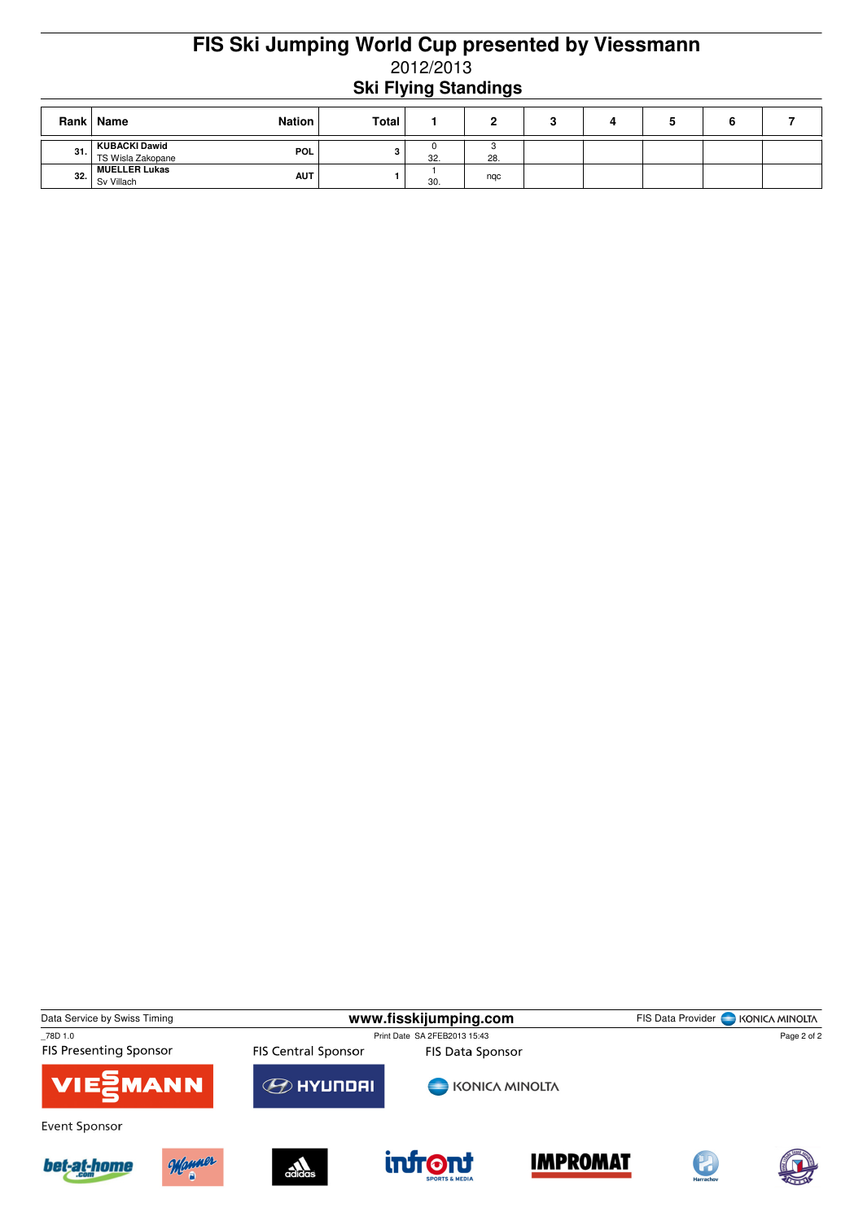# FIS Ski Jumping World Cup presented by Viessmann

2012/2013

## Ski Flying Standings

| Rank | Name | Nation | Total | 1 | 2 | 3 | 4 | 5 | 6 | 7 |
|---|---|---|---|---|---|---|---|---|---|---|
| 31. | **KUBACKI Dawid** TS Wisla Zakopane | POL | 3 | 0 32. | 3 28. | | | | | |
| 32. | **MUELLER Lukas** Sv Villach | AUT | 1 | 1 30. | nqc | | | | | |

Data Service by Swiss Timing

www.fisskijumping.com

FIS Data Provider KONICA MINOLTA

_78D 1.0

Print Date SA 2FEB2013 15:43

FIS Presenting Sponsor

FIS Central Sponsor

FIS Data Sponsor

Event Sponsor